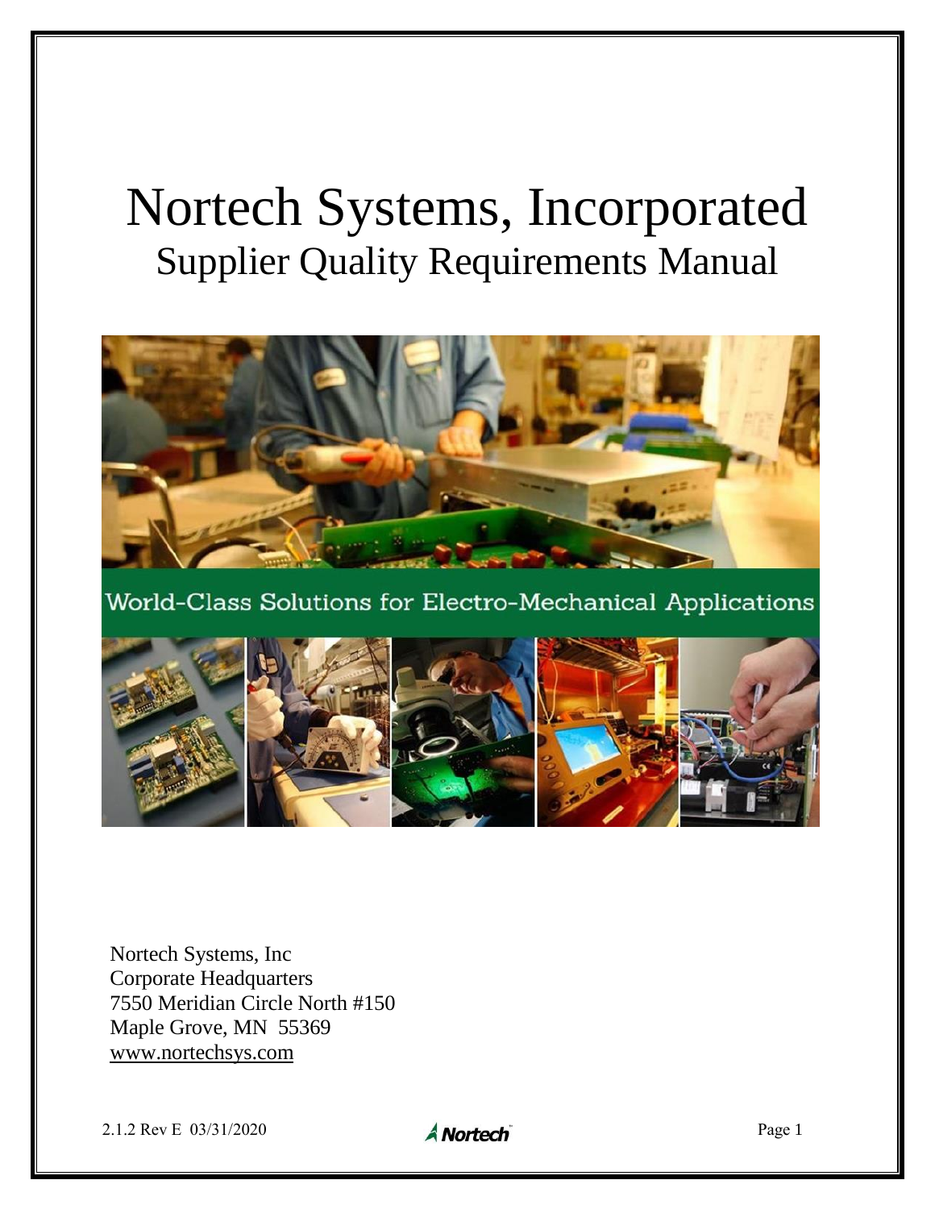# Nortech Systems, Incorporated

## Supplier Quality Requirements Manual

World-Class Solutions for Electro-Mechanical Applications

Nortech Systems, Inc
Corporate Headquarters
7550 Meridian Circle North #150
Maple Grove, MN 55369
www.nortechsys.com

2.1.2 Rev E 03/31/2020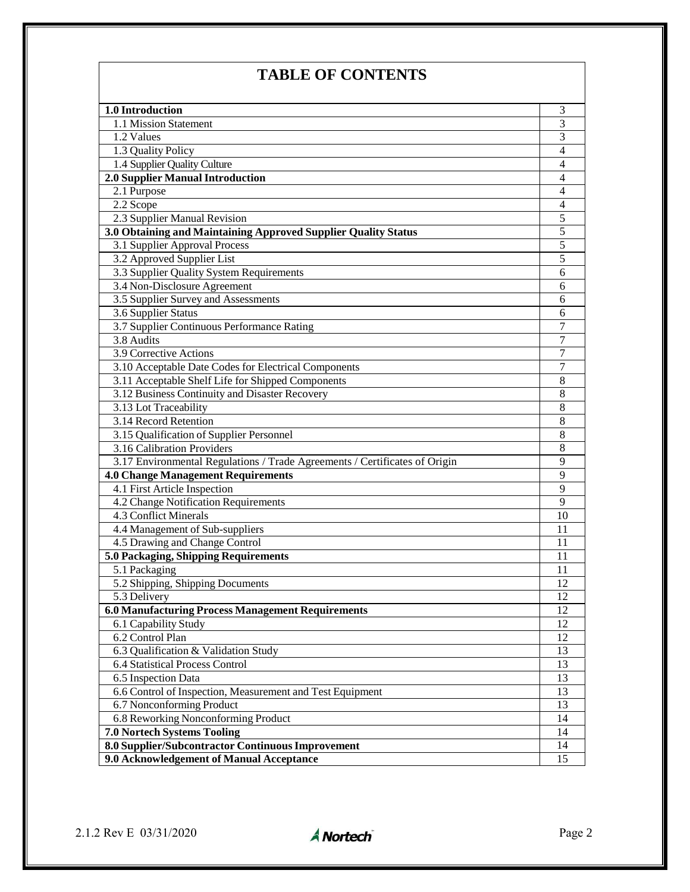# TABLE OF CONTENTS

| Section | Page |
|---|---|
| **1.0 Introduction** | 3 |
| 1.1 Mission Statement | 3 |
| 1.2 Values | 3 |
| 1.3 Quality Policy | 4 |
| 1.4 Supplier Quality Culture | 4 |
| **2.0 Supplier Manual Introduction** | 4 |
| 2.1 Purpose | 4 |
| 2.2 Scope | 4 |
| 2.3 Supplier Manual Revision | 5 |
| **3.0 Obtaining and Maintaining Approved Supplier Quality Status** | 5 |
| 3.1 Supplier Approval Process | 5 |
| 3.2 Approved Supplier List | 5 |
| 3.3 Supplier Quality System Requirements | 6 |
| 3.4 Non-Disclosure Agreement | 6 |
| 3.5 Supplier Survey and Assessments | 6 |
| 3.6 Supplier Status | 6 |
| 3.7 Supplier Continuous Performance Rating | 7 |
| 3.8 Audits | 7 |
| 3.9 Corrective Actions | 7 |
| 3.10 Acceptable Date Codes for Electrical Components | 7 |
| 3.11 Acceptable Shelf Life for Shipped Components | 8 |
| 3.12 Business Continuity and Disaster Recovery | 8 |
| 3.13 Lot Traceability | 8 |
| 3.14 Record Retention | 8 |
| 3.15 Qualification of Supplier Personnel | 8 |
| 3.16 Calibration Providers | 8 |
| 3.17 Environmental Regulations / Trade Agreements / Certificates of Origin | 9 |
| **4.0 Change Management Requirements** | 9 |
| 4.1 First Article Inspection | 9 |
| 4.2 Change Notification Requirements | 9 |
| 4.3 Conflict Minerals | 10 |
| 4.4 Management of Sub-suppliers | 11 |
| 4.5 Drawing and Change Control | 11 |
| **5.0 Packaging, Shipping Requirements** | 11 |
| 5.1 Packaging | 11 |
| 5.2 Shipping, Shipping Documents | 12 |
| 5.3 Delivery | 12 |
| **6.0 Manufacturing Process Management Requirements** | 12 |
| 6.1 Capability Study | 12 |
| 6.2 Control Plan | 12 |
| 6.3 Qualification & Validation Study | 13 |
| 6.4 Statistical Process Control | 13 |
| 6.5 Inspection Data | 13 |
| 6.6 Control of Inspection, Measurement and Test Equipment | 13 |
| 6.7 Nonconforming Product | 13 |
| 6.8 Reworking Nonconforming Product | 14 |
| **7.0 Nortech Systems Tooling** | 14 |
| **8.0 Supplier/Subcontractor Continuous Improvement** | 14 |
| **9.0 Acknowledgement of Manual Acceptance** | 15 |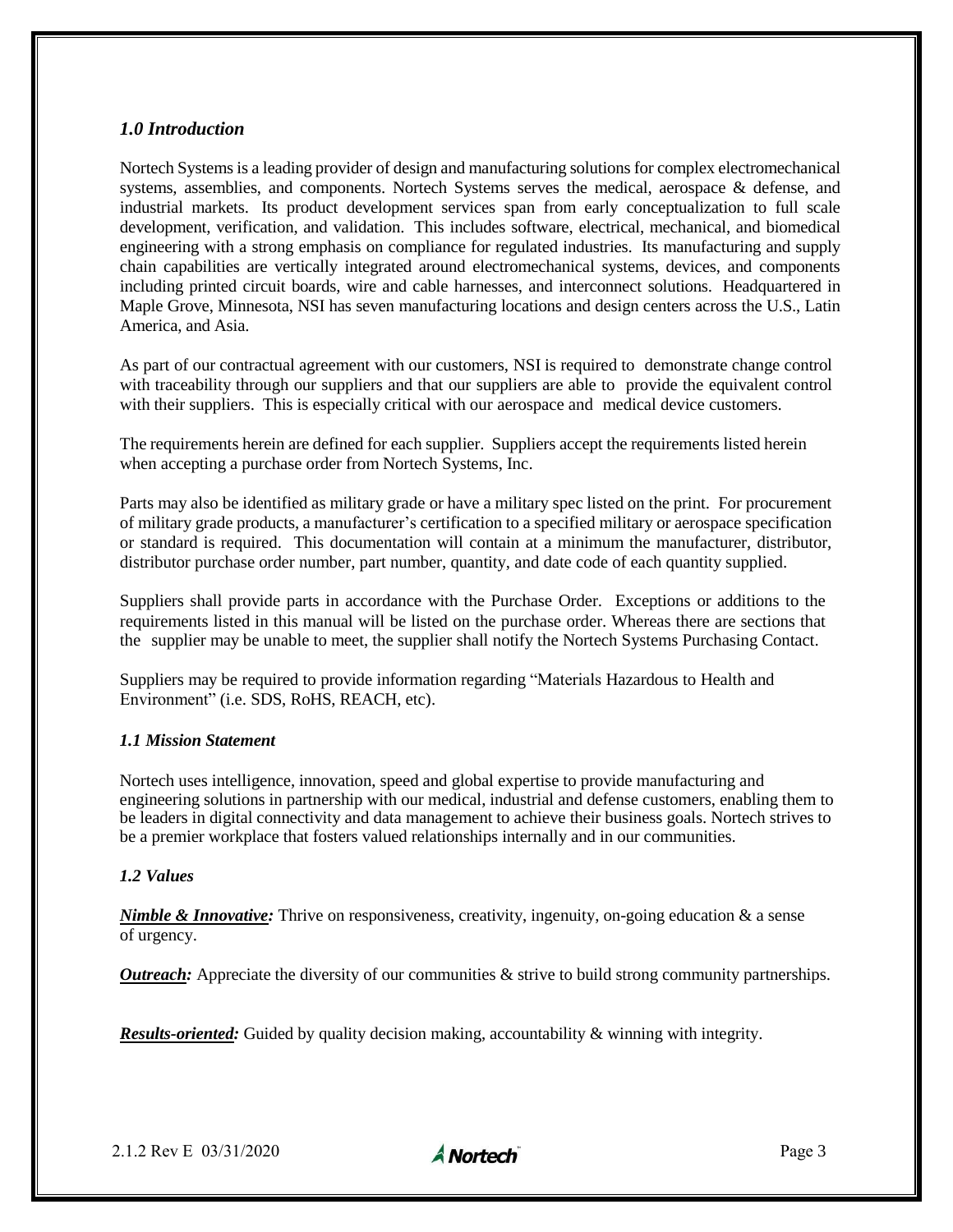## *1.0 Introduction*

Nortech Systems is a leading provider of design and manufacturing solutions for complex electromechanical systems, assemblies, and components. Nortech Systems serves the medical, aerospace & defense, and industrial markets. Its product development services span from early conceptualization to full scale development, verification, and validation. This includes software, electrical, mechanical, and biomedical engineering with a strong emphasis on compliance for regulated industries. Its manufacturing and supply chain capabilities are vertically integrated around electromechanical systems, devices, and components including printed circuit boards, wire and cable harnesses, and interconnect solutions. Headquartered in Maple Grove, Minnesota, NSI has seven manufacturing locations and design centers across the U.S., Latin America, and Asia.

As part of our contractual agreement with our customers, NSI is required to demonstrate change control with traceability through our suppliers and that our suppliers are able to provide the equivalent control with their suppliers. This is especially critical with our aerospace and medical device customers.

The requirements herein are defined for each supplier. Suppliers accept the requirements listed herein when accepting a purchase order from Nortech Systems, Inc.

Parts may also be identified as military grade or have a military spec listed on the print. For procurement of military grade products, a manufacturer's certification to a specified military or aerospace specification or standard is required. This documentation will contain at a minimum the manufacturer, distributor, distributor purchase order number, part number, quantity, and date code of each quantity supplied.

Suppliers shall provide parts in accordance with the Purchase Order. Exceptions or additions to the requirements listed in this manual will be listed on the purchase order. Whereas there are sections that the supplier may be unable to meet, the supplier shall notify the Nortech Systems Purchasing Contact.

Suppliers may be required to provide information regarding "Materials Hazardous to Health and Environment" (i.e. SDS, RoHS, REACH, etc).

### *1.1 Mission Statement*

Nortech uses intelligence, innovation, speed and global expertise to provide manufacturing and engineering solutions in partnership with our medical, industrial and defense customers, enabling them to be leaders in digital connectivity and data management to achieve their business goals. Nortech strives to be a premier workplace that fosters valued relationships internally and in our communities.

### *1.2 Values*

***Nimble & Innovative:*** Thrive on responsiveness, creativity, ingenuity, on-going education & a sense of urgency.

***Outreach:*** Appreciate the diversity of our communities & strive to build strong community partnerships.

***Results-oriented:*** Guided by quality decision making, accountability & winning with integrity.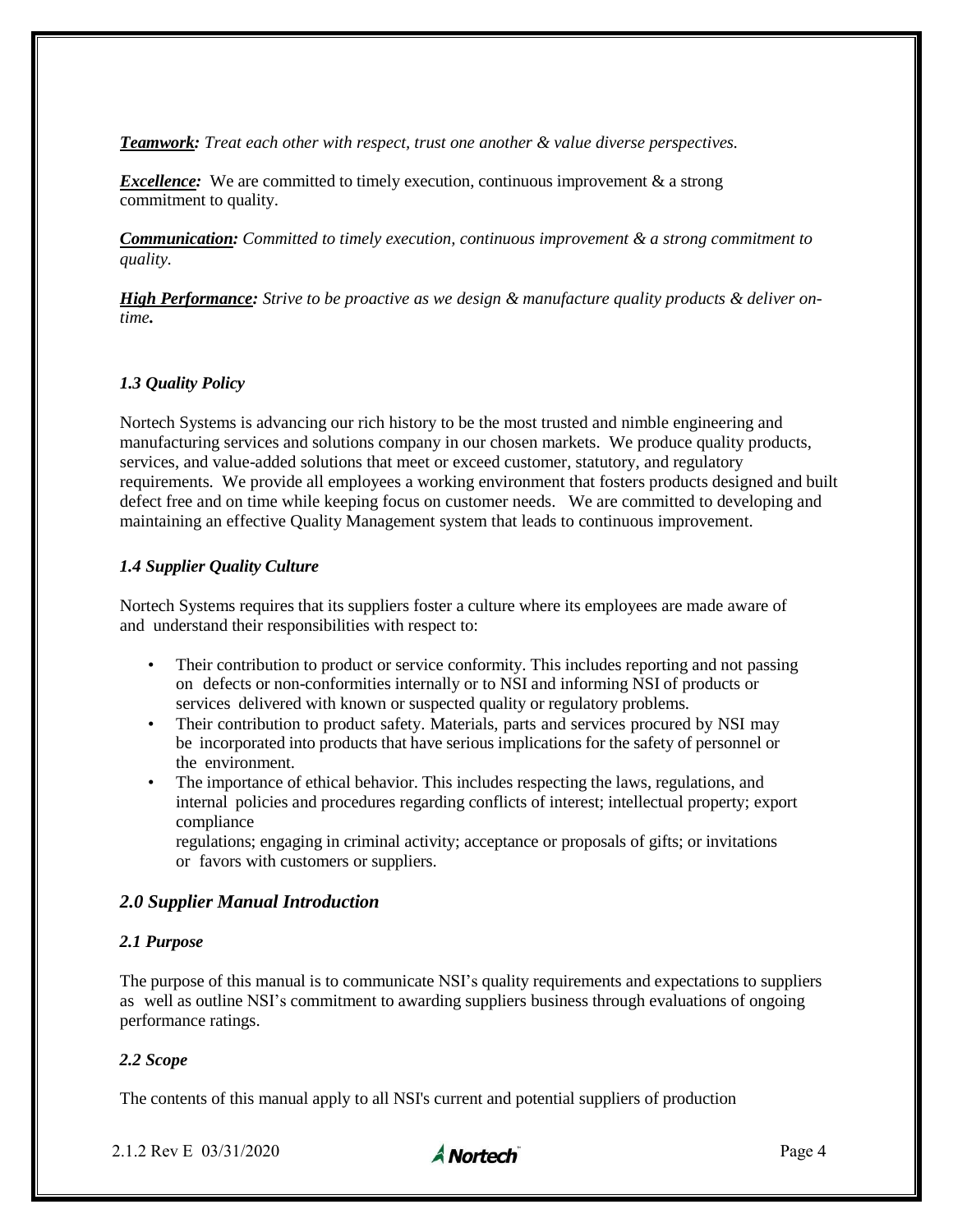***Teamwork:*** *Treat each other with respect, trust one another & value diverse perspectives.*

***Excellence:*** We are committed to timely execution, continuous improvement & a strong commitment to quality.

***Communication:*** *Committed to timely execution, continuous improvement & a strong commitment to quality.*

***High Performance:*** *Strive to be proactive as we design & manufacture quality products & deliver on-time.*

### *1.3 Quality Policy*

Nortech Systems is advancing our rich history to be the most trusted and nimble engineering and manufacturing services and solutions company in our chosen markets. We produce quality products, services, and value-added solutions that meet or exceed customer, statutory, and regulatory requirements. We provide all employees a working environment that fosters products designed and built defect free and on time while keeping focus on customer needs. We are committed to developing and maintaining an effective Quality Management system that leads to continuous improvement.

### *1.4 Supplier Quality Culture*

Nortech Systems requires that its suppliers foster a culture where its employees are made aware of and understand their responsibilities with respect to:

- Their contribution to product or service conformity. This includes reporting and not passing on defects or non-conformities internally or to NSI and informing NSI of products or services delivered with known or suspected quality or regulatory problems.
- Their contribution to product safety. Materials, parts and services procured by NSI may be incorporated into products that have serious implications for the safety of personnel or the environment.
- The importance of ethical behavior. This includes respecting the laws, regulations, and internal policies and procedures regarding conflicts of interest; intellectual property; export compliance regulations; engaging in criminal activity; acceptance or proposals of gifts; or invitations or favors with customers or suppliers.

## *2.0 Supplier Manual Introduction*

### *2.1 Purpose*

The purpose of this manual is to communicate NSI's quality requirements and expectations to suppliers as well as outline NSI's commitment to awarding suppliers business through evaluations of ongoing performance ratings.

### *2.2 Scope*

The contents of this manual apply to all NSI's current and potential suppliers of production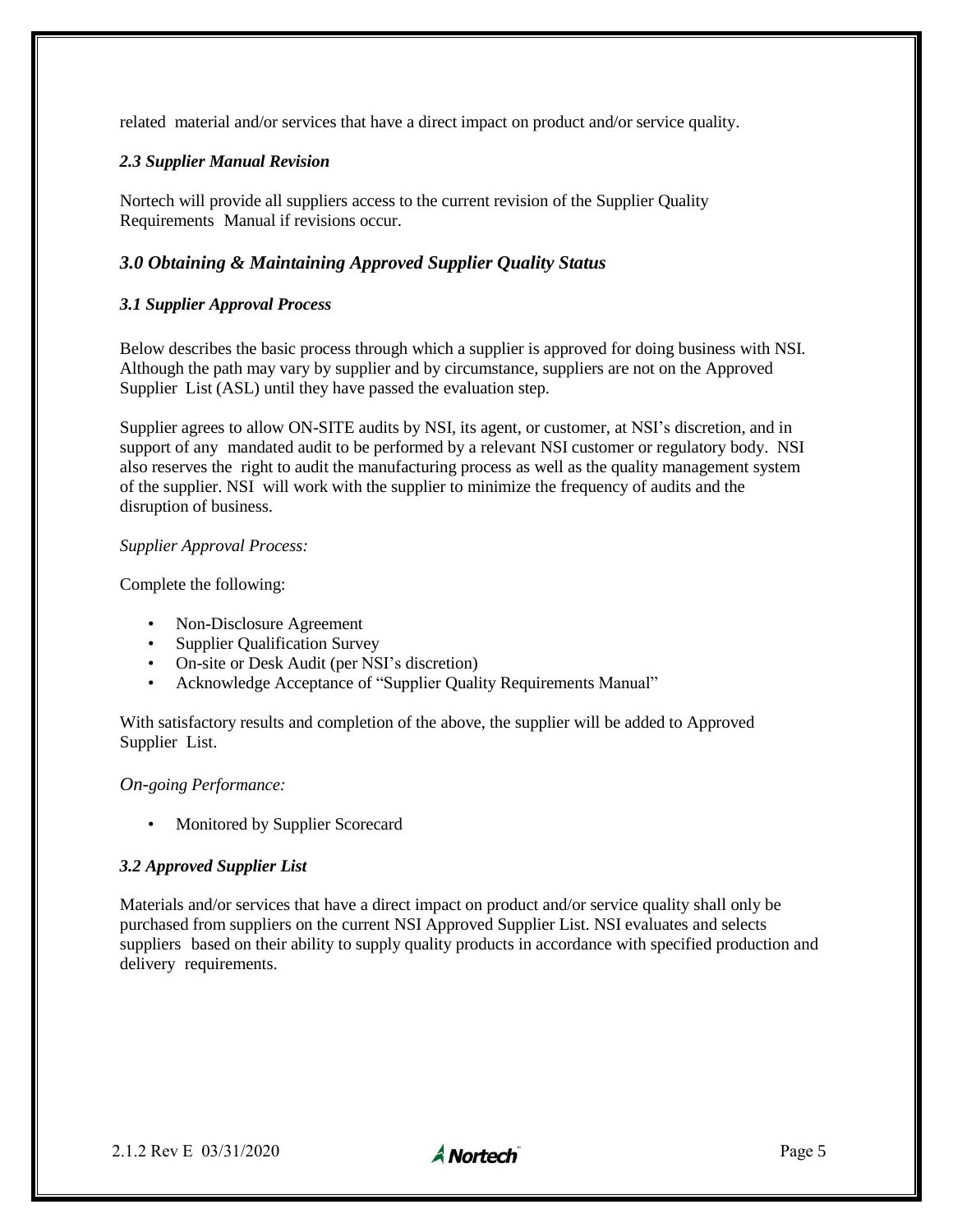related material and/or services that have a direct impact on product and/or service quality.

### *2.3 Supplier Manual Revision*

Nortech will provide all suppliers access to the current revision of the Supplier Quality Requirements Manual if revisions occur.

## *3.0 Obtaining & Maintaining Approved Supplier Quality Status*

### *3.1 Supplier Approval Process*

Below describes the basic process through which a supplier is approved for doing business with NSI. Although the path may vary by supplier and by circumstance, suppliers are not on the Approved Supplier List (ASL) until they have passed the evaluation step.

Supplier agrees to allow ON-SITE audits by NSI, its agent, or customer, at NSI's discretion, and in support of any mandated audit to be performed by a relevant NSI customer or regulatory body. NSI also reserves the right to audit the manufacturing process as well as the quality management system of the supplier. NSI will work with the supplier to minimize the frequency of audits and the disruption of business.

*Supplier Approval Process:*

Complete the following:

- Non-Disclosure Agreement
- Supplier Qualification Survey
- On-site or Desk Audit (per NSI's discretion)
- Acknowledge Acceptance of "Supplier Quality Requirements Manual"

With satisfactory results and completion of the above, the supplier will be added to Approved Supplier List.

*On-going Performance:*

- Monitored by Supplier Scorecard

### *3.2 Approved Supplier List*

Materials and/or services that have a direct impact on product and/or service quality shall only be purchased from suppliers on the current NSI Approved Supplier List. NSI evaluates and selects suppliers based on their ability to supply quality products in accordance with specified production and delivery requirements.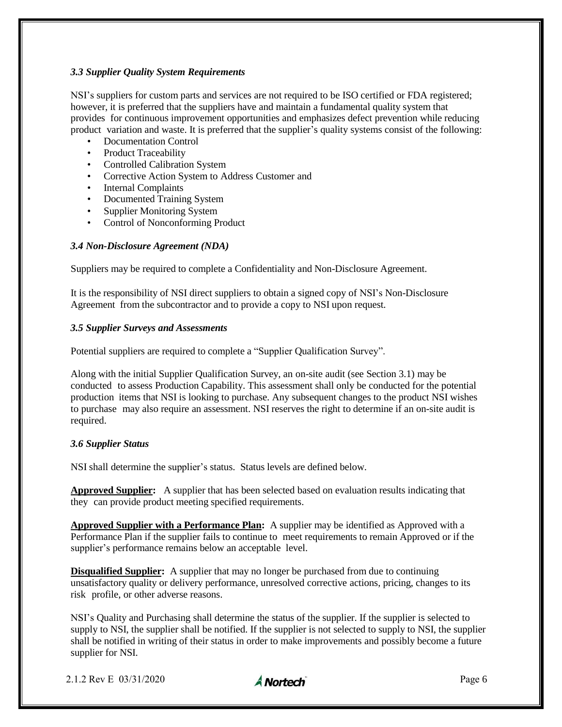### *3.3 Supplier Quality System Requirements*

NSI's suppliers for custom parts and services are not required to be ISO certified or FDA registered; however, it is preferred that the suppliers have and maintain a fundamental quality system that provides for continuous improvement opportunities and emphasizes defect prevention while reducing product variation and waste. It is preferred that the supplier's quality systems consist of the following:

- Documentation Control
- Product Traceability
- Controlled Calibration System
- Corrective Action System to Address Customer and
- Internal Complaints
- Documented Training System
- Supplier Monitoring System
- Control of Nonconforming Product

### *3.4 Non-Disclosure Agreement (NDA)*

Suppliers may be required to complete a Confidentiality and Non-Disclosure Agreement.

It is the responsibility of NSI direct suppliers to obtain a signed copy of NSI's Non-Disclosure Agreement from the subcontractor and to provide a copy to NSI upon request.

### *3.5 Supplier Surveys and Assessments*

Potential suppliers are required to complete a "Supplier Qualification Survey".

Along with the initial Supplier Qualification Survey, an on-site audit (see Section 3.1) may be conducted to assess Production Capability. This assessment shall only be conducted for the potential production items that NSI is looking to purchase. Any subsequent changes to the product NSI wishes to purchase may also require an assessment. NSI reserves the right to determine if an on-site audit is required.

### *3.6 Supplier Status*

NSI shall determine the supplier's status. Status levels are defined below.

**Approved Supplier:** A supplier that has been selected based on evaluation results indicating that they can provide product meeting specified requirements.

**Approved Supplier with a Performance Plan:** A supplier may be identified as Approved with a Performance Plan if the supplier fails to continue to meet requirements to remain Approved or if the supplier's performance remains below an acceptable level.

**Disqualified Supplier:** A supplier that may no longer be purchased from due to continuing unsatisfactory quality or delivery performance, unresolved corrective actions, pricing, changes to its risk profile, or other adverse reasons.

NSI's Quality and Purchasing shall determine the status of the supplier. If the supplier is selected to supply to NSI, the supplier shall be notified. If the supplier is not selected to supply to NSI, the supplier shall be notified in writing of their status in order to make improvements and possibly become a future supplier for NSI.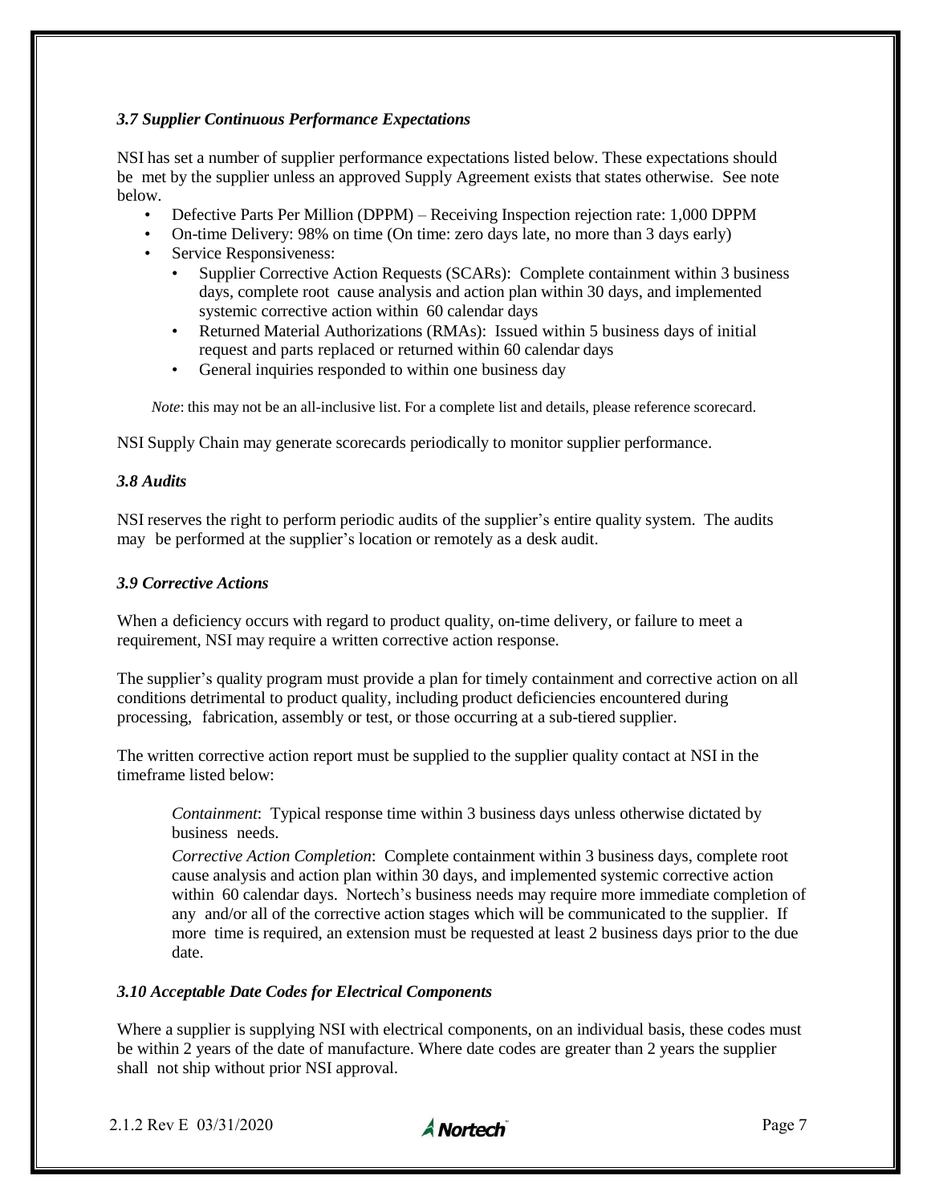### *3.7 Supplier Continuous Performance Expectations*

NSI has set a number of supplier performance expectations listed below. These expectations should be met by the supplier unless an approved Supply Agreement exists that states otherwise. See note below.

- Defective Parts Per Million (DPPM) – Receiving Inspection rejection rate: 1,000 DPPM
- On-time Delivery: 98% on time (On time: zero days late, no more than 3 days early)
- Service Responsiveness:
  - Supplier Corrective Action Requests (SCARs): Complete containment within 3 business days, complete root cause analysis and action plan within 30 days, and implemented systemic corrective action within 60 calendar days
  - Returned Material Authorizations (RMAs): Issued within 5 business days of initial request and parts replaced or returned within 60 calendar days
  - General inquiries responded to within one business day

*Note*: this may not be an all-inclusive list. For a complete list and details, please reference scorecard.

NSI Supply Chain may generate scorecards periodically to monitor supplier performance.

### *3.8 Audits*

NSI reserves the right to perform periodic audits of the supplier's entire quality system. The audits may be performed at the supplier's location or remotely as a desk audit.

### *3.9 Corrective Actions*

When a deficiency occurs with regard to product quality, on-time delivery, or failure to meet a requirement, NSI may require a written corrective action response.

The supplier's quality program must provide a plan for timely containment and corrective action on all conditions detrimental to product quality, including product deficiencies encountered during processing, fabrication, assembly or test, or those occurring at a sub-tiered supplier.

The written corrective action report must be supplied to the supplier quality contact at NSI in the timeframe listed below:

*Containment*: Typical response time within 3 business days unless otherwise dictated by business needs.

*Corrective Action Completion*: Complete containment within 3 business days, complete root cause analysis and action plan within 30 days, and implemented systemic corrective action within 60 calendar days. Nortech's business needs may require more immediate completion of any and/or all of the corrective action stages which will be communicated to the supplier. If more time is required, an extension must be requested at least 2 business days prior to the due date.

### *3.10 Acceptable Date Codes for Electrical Components*

Where a supplier is supplying NSI with electrical components, on an individual basis, these codes must be within 2 years of the date of manufacture. Where date codes are greater than 2 years the supplier shall not ship without prior NSI approval.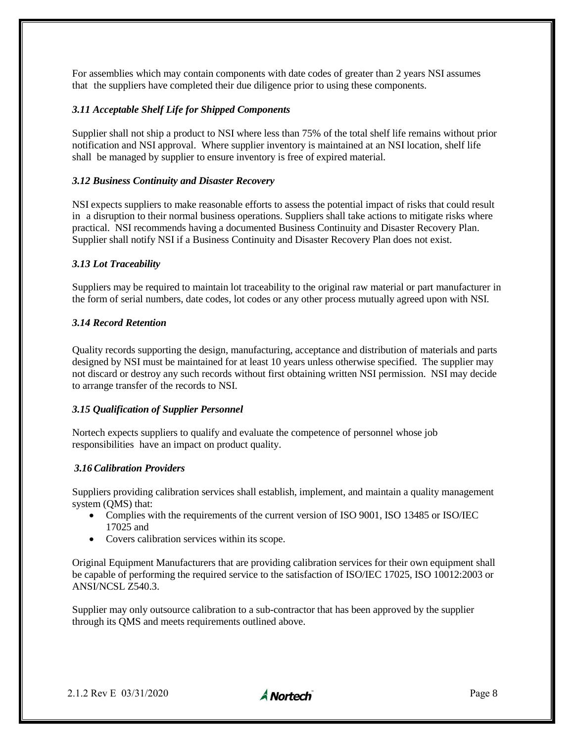For assemblies which may contain components with date codes of greater than 2 years NSI assumes that the suppliers have completed their due diligence prior to using these components.

### *3.11 Acceptable Shelf Life for Shipped Components*

Supplier shall not ship a product to NSI where less than 75% of the total shelf life remains without prior notification and NSI approval. Where supplier inventory is maintained at an NSI location, shelf life shall be managed by supplier to ensure inventory is free of expired material.

### *3.12 Business Continuity and Disaster Recovery*

NSI expects suppliers to make reasonable efforts to assess the potential impact of risks that could result in a disruption to their normal business operations. Suppliers shall take actions to mitigate risks where practical. NSI recommends having a documented Business Continuity and Disaster Recovery Plan. Supplier shall notify NSI if a Business Continuity and Disaster Recovery Plan does not exist.

### *3.13 Lot Traceability*

Suppliers may be required to maintain lot traceability to the original raw material or part manufacturer in the form of serial numbers, date codes, lot codes or any other process mutually agreed upon with NSI.

### *3.14 Record Retention*

Quality records supporting the design, manufacturing, acceptance and distribution of materials and parts designed by NSI must be maintained for at least 10 years unless otherwise specified. The supplier may not discard or destroy any such records without first obtaining written NSI permission. NSI may decide to arrange transfer of the records to NSI.

### *3.15 Qualification of Supplier Personnel*

Nortech expects suppliers to qualify and evaluate the competence of personnel whose job responsibilities have an impact on product quality.

### *3.16 Calibration Providers*

Suppliers providing calibration services shall establish, implement, and maintain a quality management system (QMS) that:

- Complies with the requirements of the current version of ISO 9001, ISO 13485 or ISO/IEC 17025 and
- Covers calibration services within its scope.

Original Equipment Manufacturers that are providing calibration services for their own equipment shall be capable of performing the required service to the satisfaction of ISO/IEC 17025, ISO 10012:2003 or ANSI/NCSL Z540.3.

Supplier may only outsource calibration to a sub-contractor that has been approved by the supplier through its QMS and meets requirements outlined above.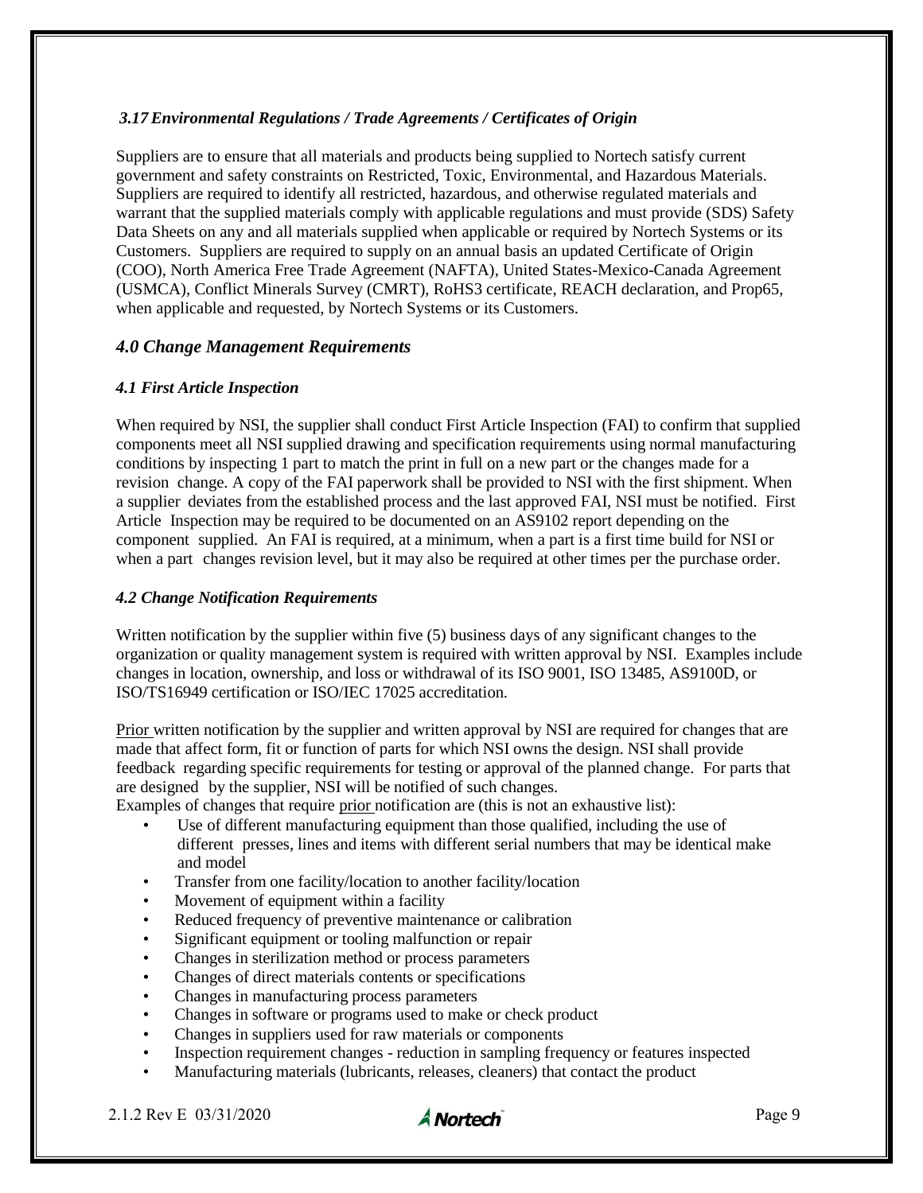### *3.17 Environmental Regulations / Trade Agreements / Certificates of Origin*

Suppliers are to ensure that all materials and products being supplied to Nortech satisfy current government and safety constraints on Restricted, Toxic, Environmental, and Hazardous Materials. Suppliers are required to identify all restricted, hazardous, and otherwise regulated materials and warrant that the supplied materials comply with applicable regulations and must provide (SDS) Safety Data Sheets on any and all materials supplied when applicable or required by Nortech Systems or its Customers. Suppliers are required to supply on an annual basis an updated Certificate of Origin (COO), North America Free Trade Agreement (NAFTA), United States-Mexico-Canada Agreement (USMCA), Conflict Minerals Survey (CMRT), RoHS3 certificate, REACH declaration, and Prop65, when applicable and requested, by Nortech Systems or its Customers.

## *4.0 Change Management Requirements*

### *4.1 First Article Inspection*

When required by NSI, the supplier shall conduct First Article Inspection (FAI) to confirm that supplied components meet all NSI supplied drawing and specification requirements using normal manufacturing conditions by inspecting 1 part to match the print in full on a new part or the changes made for a revision change. A copy of the FAI paperwork shall be provided to NSI with the first shipment. When a supplier deviates from the established process and the last approved FAI, NSI must be notified. First Article Inspection may be required to be documented on an AS9102 report depending on the component supplied. An FAI is required, at a minimum, when a part is a first time build for NSI or when a part changes revision level, but it may also be required at other times per the purchase order.

### *4.2 Change Notification Requirements*

Written notification by the supplier within five (5) business days of any significant changes to the organization or quality management system is required with written approval by NSI. Examples include changes in location, ownership, and loss or withdrawal of its ISO 9001, ISO 13485, AS9100D, or ISO/TS16949 certification or ISO/IEC 17025 accreditation.

Prior written notification by the supplier and written approval by NSI are required for changes that are made that affect form, fit or function of parts for which NSI owns the design. NSI shall provide feedback regarding specific requirements for testing or approval of the planned change. For parts that are designed by the supplier, NSI will be notified of such changes.

Examples of changes that require prior notification are (this is not an exhaustive list):

- Use of different manufacturing equipment than those qualified, including the use of different presses, lines and items with different serial numbers that may be identical make and model
- Transfer from one facility/location to another facility/location
- Movement of equipment within a facility
- Reduced frequency of preventive maintenance or calibration
- Significant equipment or tooling malfunction or repair
- Changes in sterilization method or process parameters
- Changes of direct materials contents or specifications
- Changes in manufacturing process parameters
- Changes in software or programs used to make or check product
- Changes in suppliers used for raw materials or components
- Inspection requirement changes - reduction in sampling frequency or features inspected
- Manufacturing materials (lubricants, releases, cleaners) that contact the product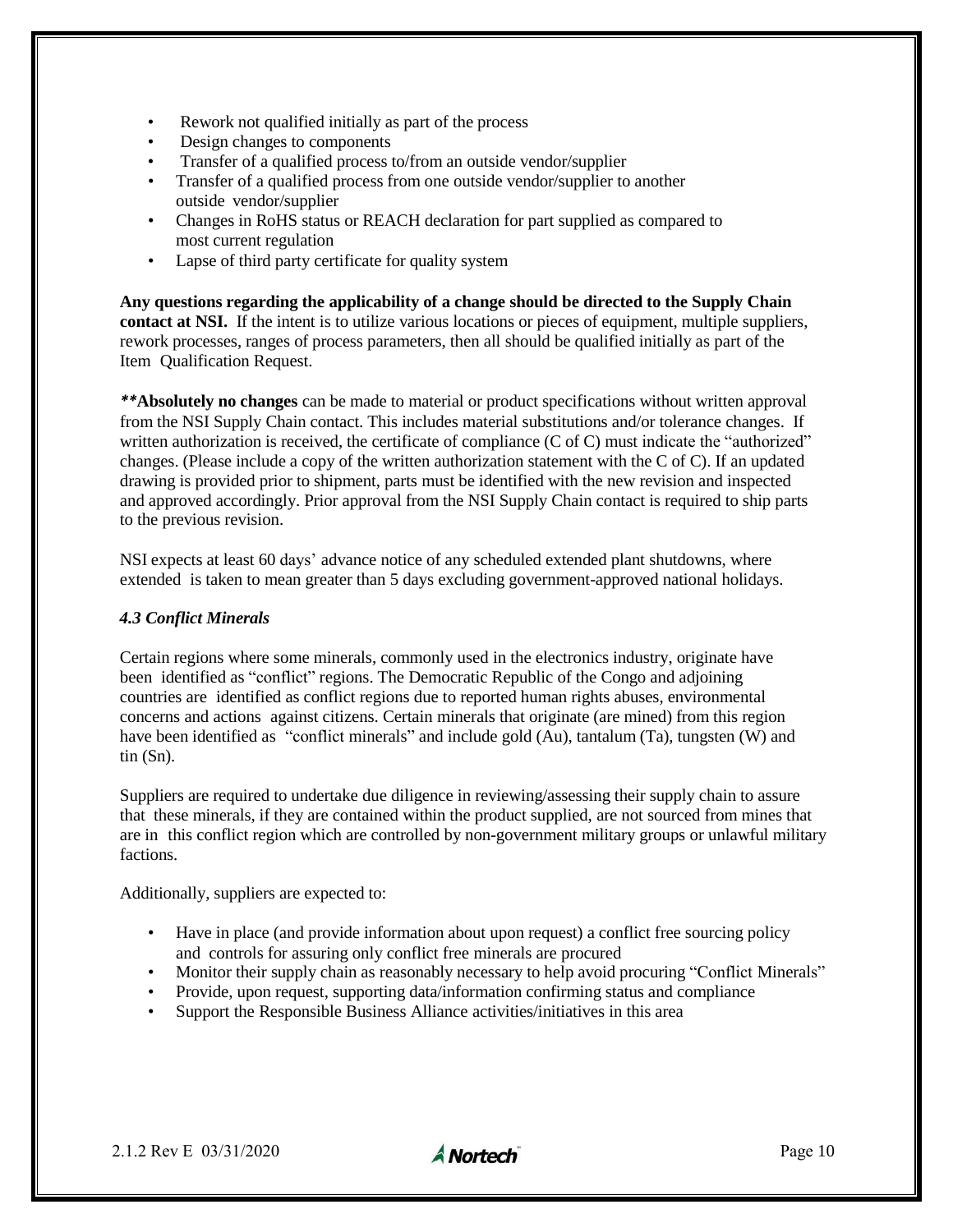- Rework not qualified initially as part of the process
- Design changes to components
- Transfer of a qualified process to/from an outside vendor/supplier
- Transfer of a qualified process from one outside vendor/supplier to another outside vendor/supplier
- Changes in RoHS status or REACH declaration for part supplied as compared to most current regulation
- Lapse of third party certificate for quality system

**Any questions regarding the applicability of a change should be directed to the Supply Chain contact at NSI.** If the intent is to utilize various locations or pieces of equipment, multiple suppliers, rework processes, ranges of process parameters, then all should be qualified initially as part of the Item Qualification Request.

*****Absolutely no changes** can be made to material or product specifications without written approval from the NSI Supply Chain contact. This includes material substitutions and/or tolerance changes. If written authorization is received, the certificate of compliance (C of C) must indicate the "authorized" changes. (Please include a copy of the written authorization statement with the C of C). If an updated drawing is provided prior to shipment, parts must be identified with the new revision and inspected and approved accordingly. Prior approval from the NSI Supply Chain contact is required to ship parts to the previous revision.

NSI expects at least 60 days' advance notice of any scheduled extended plant shutdowns, where extended is taken to mean greater than 5 days excluding government-approved national holidays.

### *4.3 Conflict Minerals*

Certain regions where some minerals, commonly used in the electronics industry, originate have been identified as "conflict" regions. The Democratic Republic of the Congo and adjoining countries are identified as conflict regions due to reported human rights abuses, environmental concerns and actions against citizens. Certain minerals that originate (are mined) from this region have been identified as "conflict minerals" and include gold (Au), tantalum (Ta), tungsten (W) and tin (Sn).

Suppliers are required to undertake due diligence in reviewing/assessing their supply chain to assure that these minerals, if they are contained within the product supplied, are not sourced from mines that are in this conflict region which are controlled by non-government military groups or unlawful military factions.

Additionally, suppliers are expected to:

- Have in place (and provide information about upon request) a conflict free sourcing policy and controls for assuring only conflict free minerals are procured
- Monitor their supply chain as reasonably necessary to help avoid procuring "Conflict Minerals"
- Provide, upon request, supporting data/information confirming status and compliance
- Support the Responsible Business Alliance activities/initiatives in this area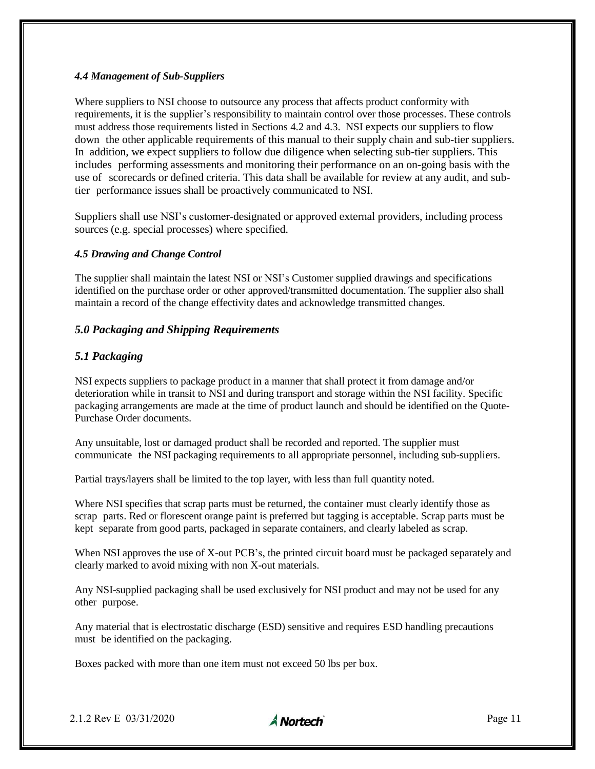### *4.4 Management of Sub-Suppliers*

Where suppliers to NSI choose to outsource any process that affects product conformity with requirements, it is the supplier's responsibility to maintain control over those processes. These controls must address those requirements listed in Sections 4.2 and 4.3. NSI expects our suppliers to flow down the other applicable requirements of this manual to their supply chain and sub-tier suppliers. In addition, we expect suppliers to follow due diligence when selecting sub-tier suppliers. This includes performing assessments and monitoring their performance on an on-going basis with the use of scorecards or defined criteria. This data shall be available for review at any audit, and sub-tier performance issues shall be proactively communicated to NSI.

Suppliers shall use NSI's customer-designated or approved external providers, including process sources (e.g. special processes) where specified.

### *4.5 Drawing and Change Control*

The supplier shall maintain the latest NSI or NSI's Customer supplied drawings and specifications identified on the purchase order or other approved/transmitted documentation. The supplier also shall maintain a record of the change effectivity dates and acknowledge transmitted changes.

## *5.0 Packaging and Shipping Requirements*

### *5.1 Packaging*

NSI expects suppliers to package product in a manner that shall protect it from damage and/or deterioration while in transit to NSI and during transport and storage within the NSI facility. Specific packaging arrangements are made at the time of product launch and should be identified on the Quote-Purchase Order documents.

Any unsuitable, lost or damaged product shall be recorded and reported. The supplier must communicate the NSI packaging requirements to all appropriate personnel, including sub-suppliers.

Partial trays/layers shall be limited to the top layer, with less than full quantity noted.

Where NSI specifies that scrap parts must be returned, the container must clearly identify those as scrap parts. Red or florescent orange paint is preferred but tagging is acceptable. Scrap parts must be kept separate from good parts, packaged in separate containers, and clearly labeled as scrap.

When NSI approves the use of X-out PCB's, the printed circuit board must be packaged separately and clearly marked to avoid mixing with non X-out materials.

Any NSI-supplied packaging shall be used exclusively for NSI product and may not be used for any other purpose.

Any material that is electrostatic discharge (ESD) sensitive and requires ESD handling precautions must be identified on the packaging.

Boxes packed with more than one item must not exceed 50 lbs per box.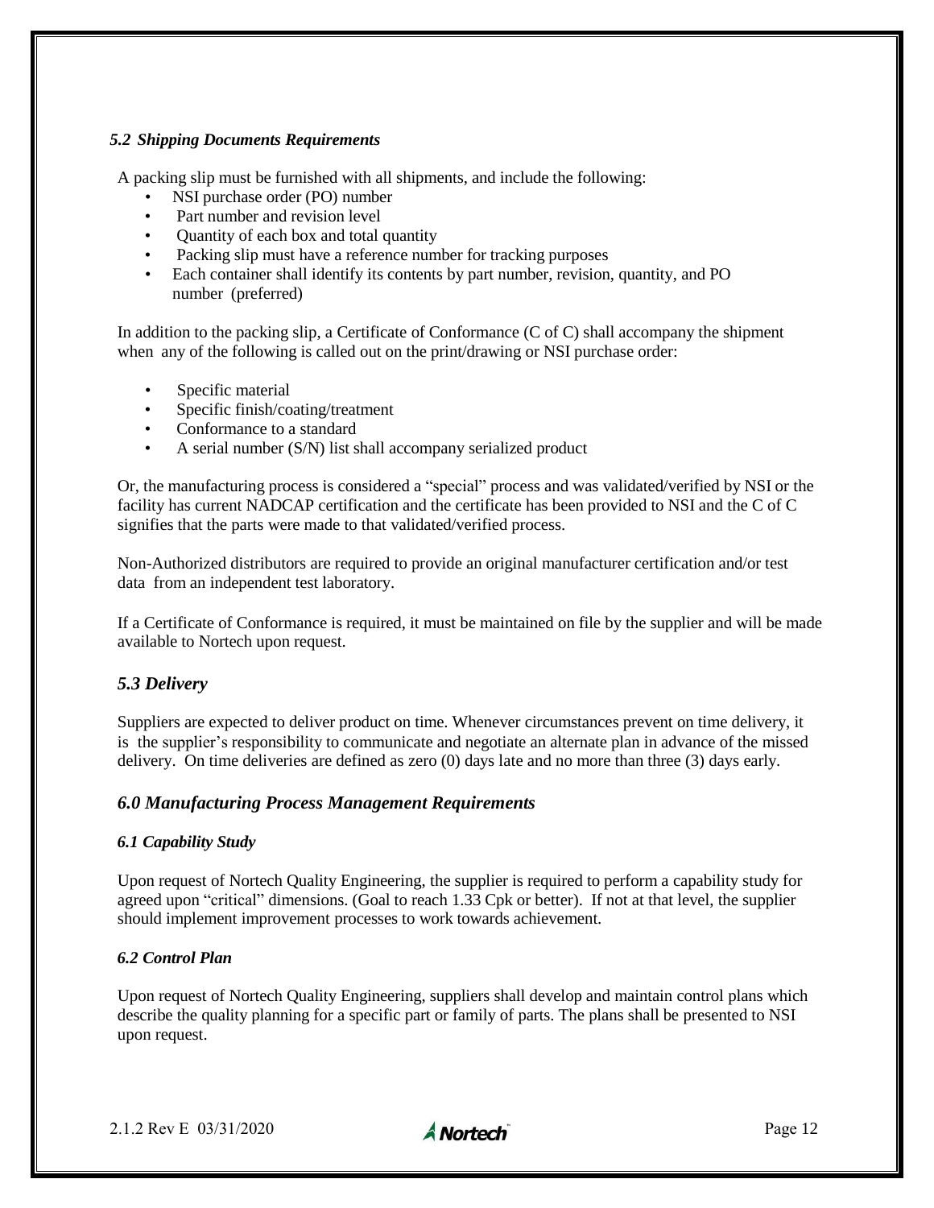### *5.2 Shipping Documents Requirements*

A packing slip must be furnished with all shipments, and include the following:

- NSI purchase order (PO) number
- Part number and revision level
- Quantity of each box and total quantity
- Packing slip must have a reference number for tracking purposes
- Each container shall identify its contents by part number, revision, quantity, and PO number (preferred)

In addition to the packing slip, a Certificate of Conformance (C of C) shall accompany the shipment when any of the following is called out on the print/drawing or NSI purchase order:

- Specific material
- Specific finish/coating/treatment
- Conformance to a standard
- A serial number (S/N) list shall accompany serialized product

Or, the manufacturing process is considered a "special" process and was validated/verified by NSI or the facility has current NADCAP certification and the certificate has been provided to NSI and the C of C signifies that the parts were made to that validated/verified process.

Non-Authorized distributors are required to provide an original manufacturer certification and/or test data from an independent test laboratory.

If a Certificate of Conformance is required, it must be maintained on file by the supplier and will be made available to Nortech upon request.

## *5.3 Delivery*

Suppliers are expected to deliver product on time. Whenever circumstances prevent on time delivery, it is the supplier's responsibility to communicate and negotiate an alternate plan in advance of the missed delivery. On time deliveries are defined as zero (0) days late and no more than three (3) days early.

## *6.0 Manufacturing Process Management Requirements*

### *6.1 Capability Study*

Upon request of Nortech Quality Engineering, the supplier is required to perform a capability study for agreed upon "critical" dimensions. (Goal to reach 1.33 Cpk or better). If not at that level, the supplier should implement improvement processes to work towards achievement.

### *6.2 Control Plan*

Upon request of Nortech Quality Engineering, suppliers shall develop and maintain control plans which describe the quality planning for a specific part or family of parts. The plans shall be presented to NSI upon request.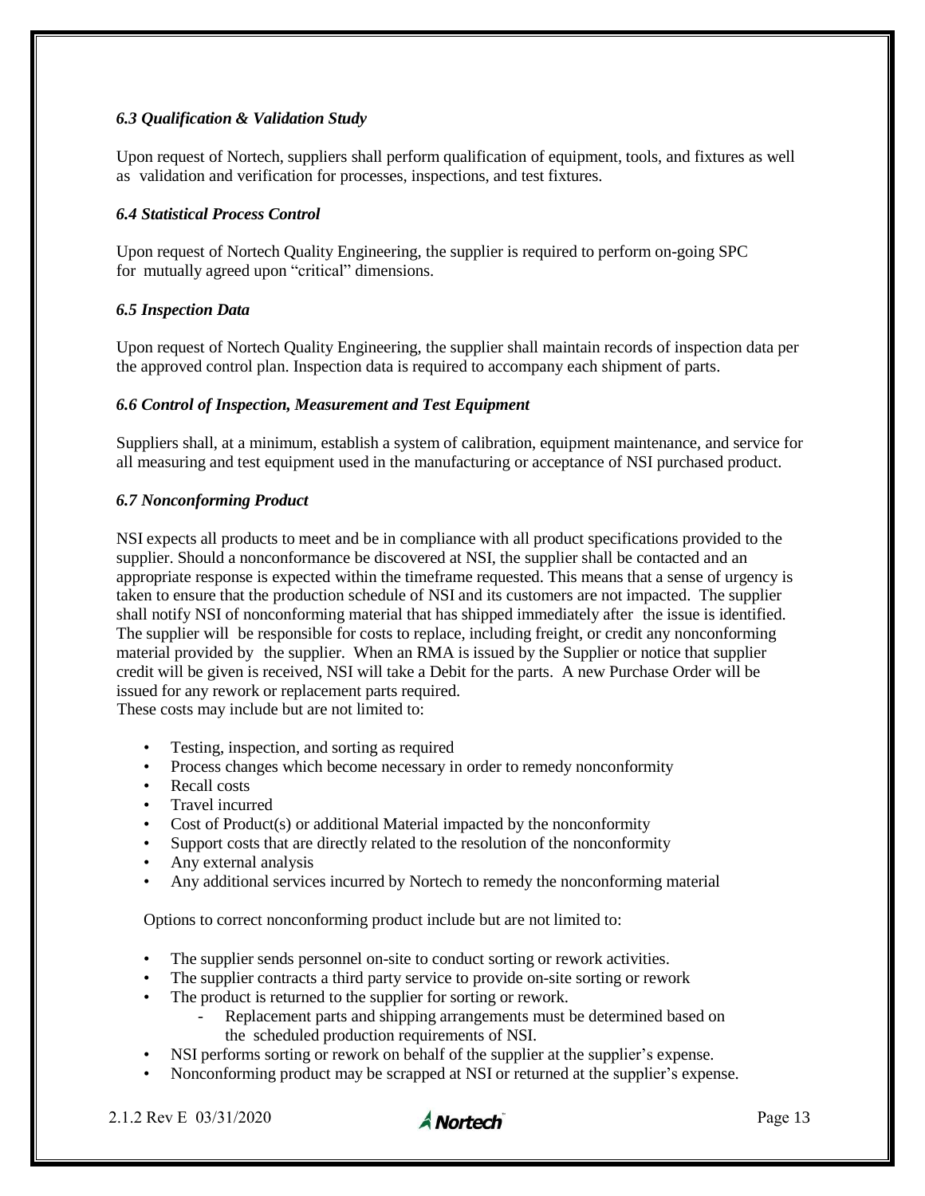### *6.3 Qualification & Validation Study*

Upon request of Nortech, suppliers shall perform qualification of equipment, tools, and fixtures as well as validation and verification for processes, inspections, and test fixtures.

### *6.4 Statistical Process Control*

Upon request of Nortech Quality Engineering, the supplier is required to perform on-going SPC for mutually agreed upon "critical" dimensions.

### *6.5 Inspection Data*

Upon request of Nortech Quality Engineering, the supplier shall maintain records of inspection data per the approved control plan. Inspection data is required to accompany each shipment of parts.

### *6.6 Control of Inspection, Measurement and Test Equipment*

Suppliers shall, at a minimum, establish a system of calibration, equipment maintenance, and service for all measuring and test equipment used in the manufacturing or acceptance of NSI purchased product.

### *6.7 Nonconforming Product*

NSI expects all products to meet and be in compliance with all product specifications provided to the supplier. Should a nonconformance be discovered at NSI, the supplier shall be contacted and an appropriate response is expected within the timeframe requested. This means that a sense of urgency is taken to ensure that the production schedule of NSI and its customers are not impacted. The supplier shall notify NSI of nonconforming material that has shipped immediately after the issue is identified. The supplier will be responsible for costs to replace, including freight, or credit any nonconforming material provided by the supplier. When an RMA is issued by the Supplier or notice that supplier credit will be given is received, NSI will take a Debit for the parts. A new Purchase Order will be issued for any rework or replacement parts required.
These costs may include but are not limited to:

- Testing, inspection, and sorting as required
- Process changes which become necessary in order to remedy nonconformity
- Recall costs
- Travel incurred
- Cost of Product(s) or additional Material impacted by the nonconformity
- Support costs that are directly related to the resolution of the nonconformity
- Any external analysis
- Any additional services incurred by Nortech to remedy the nonconforming material

Options to correct nonconforming product include but are not limited to:

- The supplier sends personnel on-site to conduct sorting or rework activities.
- The supplier contracts a third party service to provide on-site sorting or rework
- The product is returned to the supplier for sorting or rework.
    - Replacement parts and shipping arrangements must be determined based on the scheduled production requirements of NSI.
- NSI performs sorting or rework on behalf of the supplier at the supplier's expense.
- Nonconforming product may be scrapped at NSI or returned at the supplier's expense.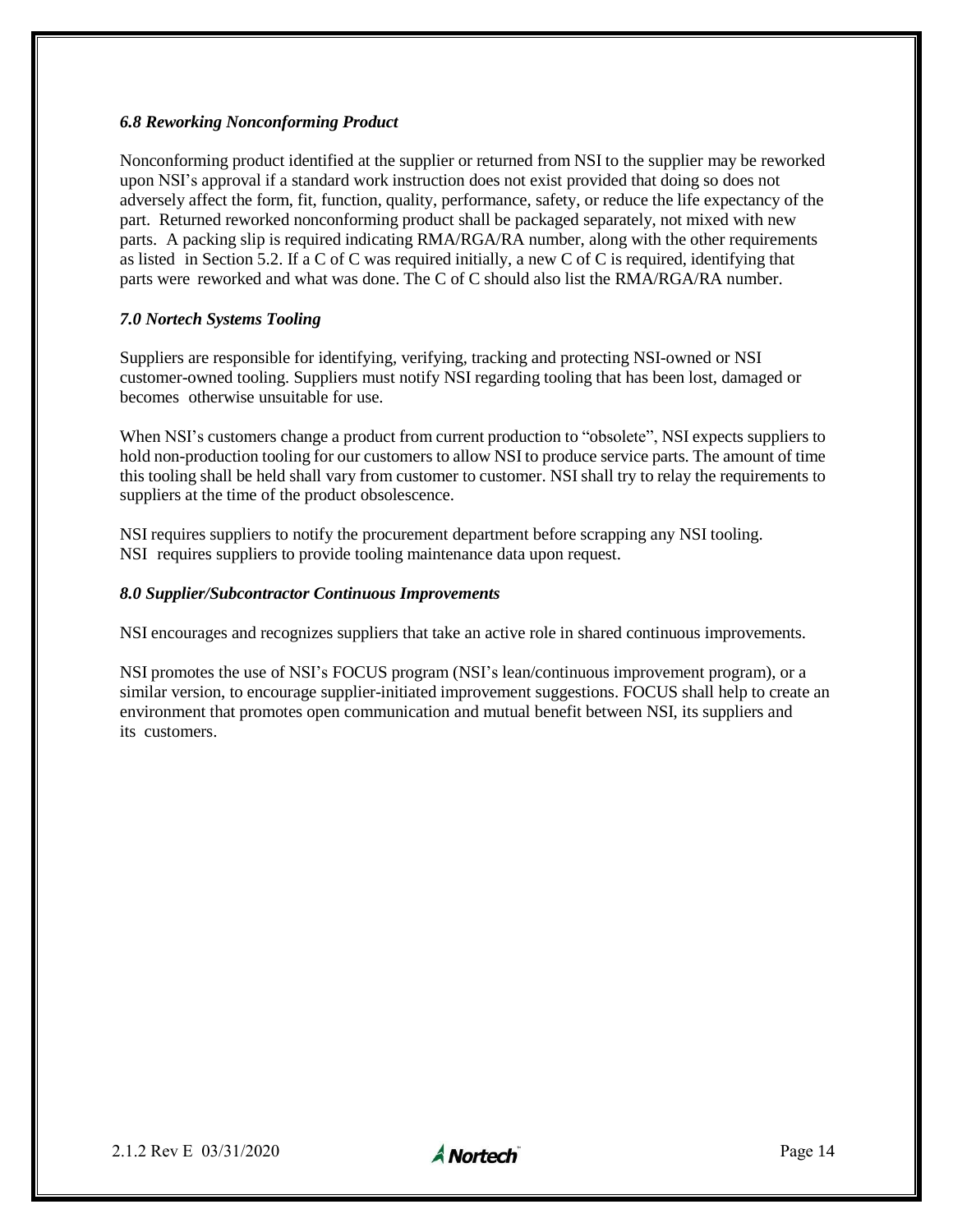### *6.8 Reworking Nonconforming Product*

Nonconforming product identified at the supplier or returned from NSI to the supplier may be reworked upon NSI's approval if a standard work instruction does not exist provided that doing so does not adversely affect the form, fit, function, quality, performance, safety, or reduce the life expectancy of the part. Returned reworked nonconforming product shall be packaged separately, not mixed with new parts. A packing slip is required indicating RMA/RGA/RA number, along with the other requirements as listed in Section 5.2. If a C of C was required initially, a new C of C is required, identifying that parts were reworked and what was done. The C of C should also list the RMA/RGA/RA number.

### *7.0 Nortech Systems Tooling*

Suppliers are responsible for identifying, verifying, tracking and protecting NSI-owned or NSI customer-owned tooling. Suppliers must notify NSI regarding tooling that has been lost, damaged or becomes otherwise unsuitable for use.

When NSI's customers change a product from current production to "obsolete", NSI expects suppliers to hold non-production tooling for our customers to allow NSI to produce service parts. The amount of time this tooling shall be held shall vary from customer to customer. NSI shall try to relay the requirements to suppliers at the time of the product obsolescence.

NSI requires suppliers to notify the procurement department before scrapping any NSI tooling. NSI requires suppliers to provide tooling maintenance data upon request.

### *8.0 Supplier/Subcontractor Continuous Improvements*

NSI encourages and recognizes suppliers that take an active role in shared continuous improvements.

NSI promotes the use of NSI's FOCUS program (NSI's lean/continuous improvement program), or a similar version, to encourage supplier-initiated improvement suggestions. FOCUS shall help to create an environment that promotes open communication and mutual benefit between NSI, its suppliers and its customers.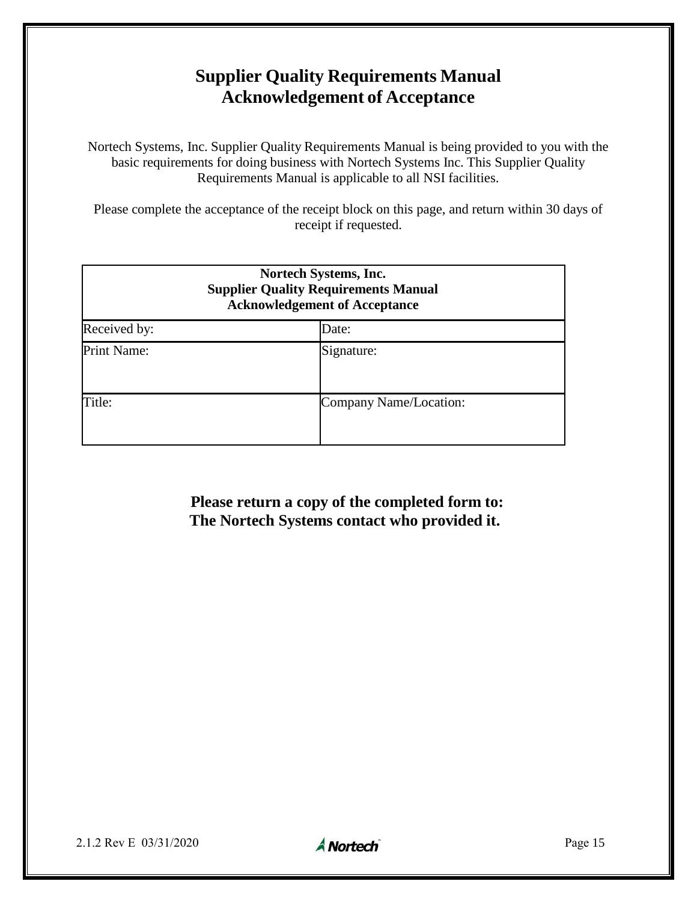# Supplier Quality Requirements Manual
# Acknowledgement of Acceptance

Nortech Systems, Inc. Supplier Quality Requirements Manual is being provided to you with the basic requirements for doing business with Nortech Systems Inc. This Supplier Quality Requirements Manual is applicable to all NSI facilities.

Please complete the acceptance of the receipt block on this page, and return within 30 days of receipt if requested.

| **Nortech Systems, Inc.<br>Supplier Quality Requirements Manual<br>Acknowledgement of Acceptance** | |
|---|---|
| Received by: | Date: |
| Print Name: | Signature: |
| Title: | Company Name/Location: |

**Please return a copy of the completed form to:**
**The Nortech Systems contact who provided it.**